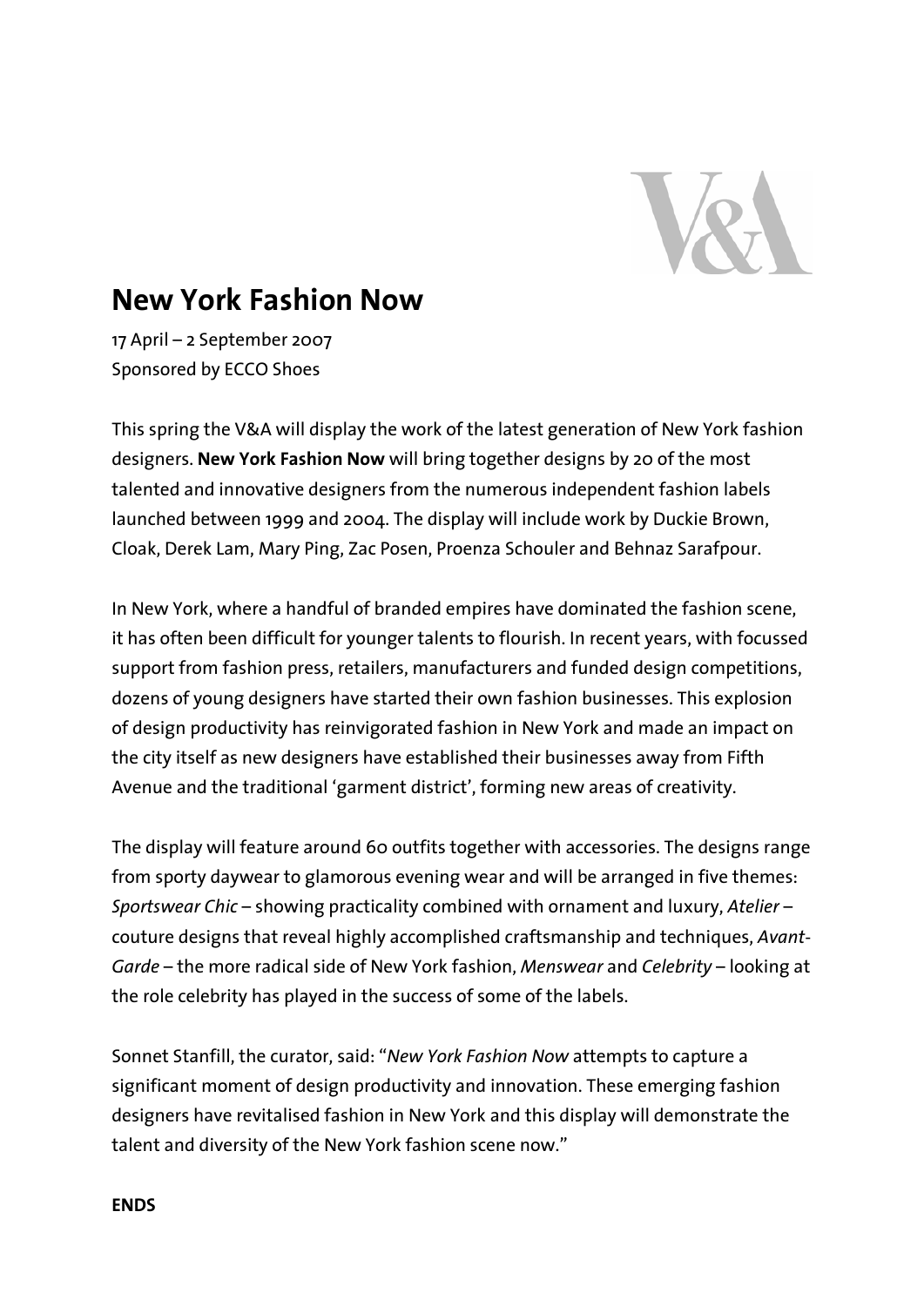# New York Fashion Now

17 April – 2 September 2007
Sponsored by ECCO Shoes

This spring the V&A will display the work of the latest generation of New York fashion designers. **New York Fashion Now** will bring together designs by 20 of the most talented and innovative designers from the numerous independent fashion labels launched between 1999 and 2004. The display will include work by Duckie Brown, Cloak, Derek Lam, Mary Ping, Zac Posen, Proenza Schouler and Behnaz Sarafpour.

In New York, where a handful of branded empires have dominated the fashion scene, it has often been difficult for younger talents to flourish. In recent years, with focussed support from fashion press, retailers, manufacturers and funded design competitions, dozens of young designers have started their own fashion businesses. This explosion of design productivity has reinvigorated fashion in New York and made an impact on the city itself as new designers have established their businesses away from Fifth Avenue and the traditional 'garment district', forming new areas of creativity.

The display will feature around 60 outfits together with accessories. The designs range from sporty daywear to glamorous evening wear and will be arranged in five themes: *Sportswear Chic* – showing practicality combined with ornament and luxury, *Atelier* – couture designs that reveal highly accomplished craftsmanship and techniques, *Avant-Garde* – the more radical side of New York fashion, *Menswear* and *Celebrity* – looking at the role celebrity has played in the success of some of the labels.

Sonnet Stanfill, the curator, said: "*New York Fashion Now* attempts to capture a significant moment of design productivity and innovation. These emerging fashion designers have revitalised fashion in New York and this display will demonstrate the talent and diversity of the New York fashion scene now."

**ENDS**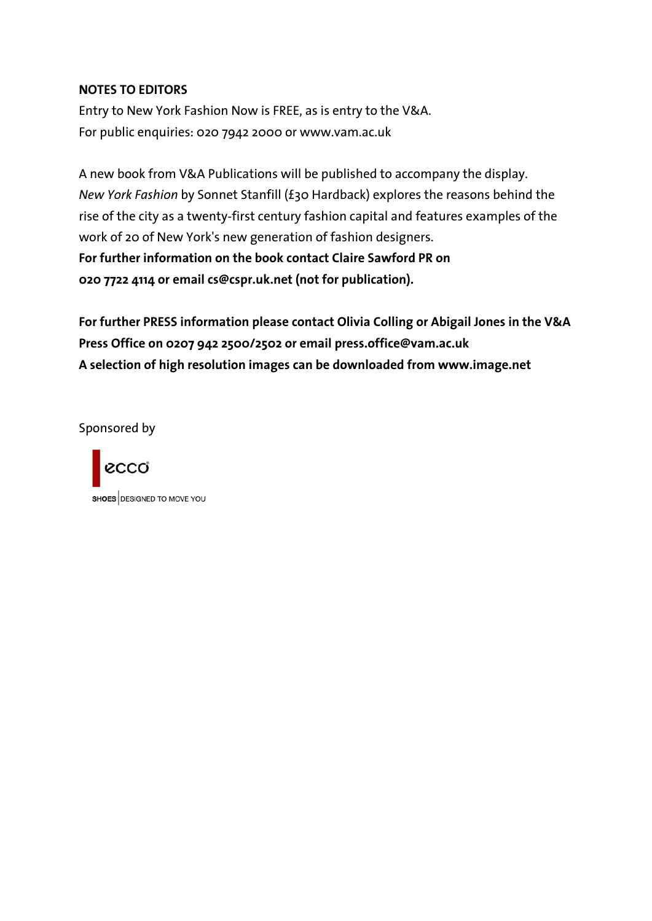**NOTES TO EDITORS**

Entry to New York Fashion Now is FREE, as is entry to the V&A.
For public enquiries: 020 7942 2000 or www.vam.ac.uk

A new book from V&A Publications will be published to accompany the display. *New York Fashion* by Sonnet Stanfill (£30 Hardback) explores the reasons behind the rise of the city as a twenty-first century fashion capital and features examples of the work of 20 of New York's new generation of fashion designers.
**For further information on the book contact Claire Sawford PR on 020 7722 4114 or email cs@cspr.uk.net (not for publication).**

**For further PRESS information please contact Olivia Colling or Abigail Jones in the V&A Press Office on 0207 942 2500/2502 or email press.office@vam.ac.uk**
**A selection of high resolution images can be downloaded from www.image.net**

Sponsored by

ecco
SHOES | DESIGNED TO MOVE YOU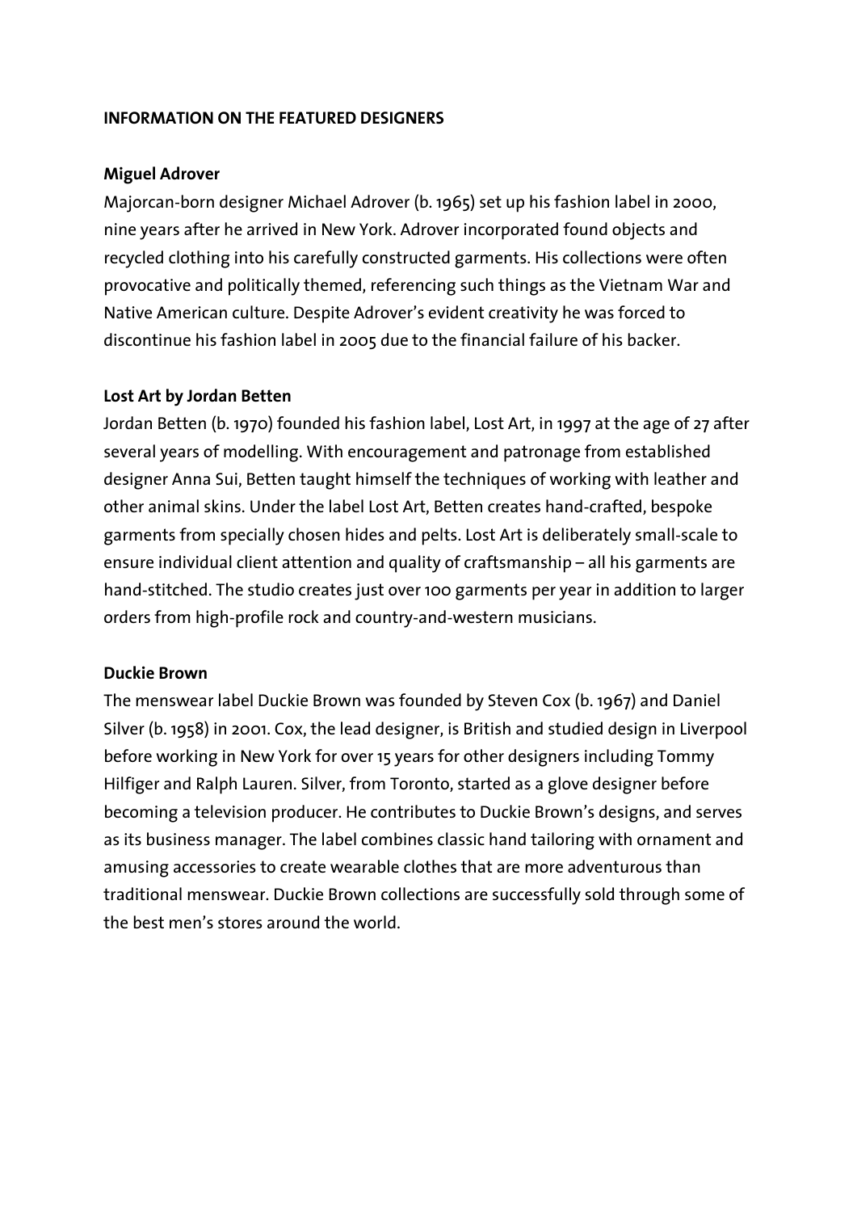## INFORMATION ON THE FEATURED DESIGNERS

### Miguel Adrover

Majorcan-born designer Michael Adrover (b. 1965) set up his fashion label in 2000, nine years after he arrived in New York. Adrover incorporated found objects and recycled clothing into his carefully constructed garments. His collections were often provocative and politically themed, referencing such things as the Vietnam War and Native American culture. Despite Adrover's evident creativity he was forced to discontinue his fashion label in 2005 due to the financial failure of his backer.

### Lost Art by Jordan Betten

Jordan Betten (b. 1970) founded his fashion label, Lost Art, in 1997 at the age of 27 after several years of modelling. With encouragement and patronage from established designer Anna Sui, Betten taught himself the techniques of working with leather and other animal skins. Under the label Lost Art, Betten creates hand-crafted, bespoke garments from specially chosen hides and pelts. Lost Art is deliberately small-scale to ensure individual client attention and quality of craftsmanship – all his garments are hand-stitched. The studio creates just over 100 garments per year in addition to larger orders from high-profile rock and country-and-western musicians.

### Duckie Brown

The menswear label Duckie Brown was founded by Steven Cox (b. 1967) and Daniel Silver (b. 1958) in 2001. Cox, the lead designer, is British and studied design in Liverpool before working in New York for over 15 years for other designers including Tommy Hilfiger and Ralph Lauren. Silver, from Toronto, started as a glove designer before becoming a television producer. He contributes to Duckie Brown's designs, and serves as its business manager. The label combines classic hand tailoring with ornament and amusing accessories to create wearable clothes that are more adventurous than traditional menswear. Duckie Brown collections are successfully sold through some of the best men's stores around the world.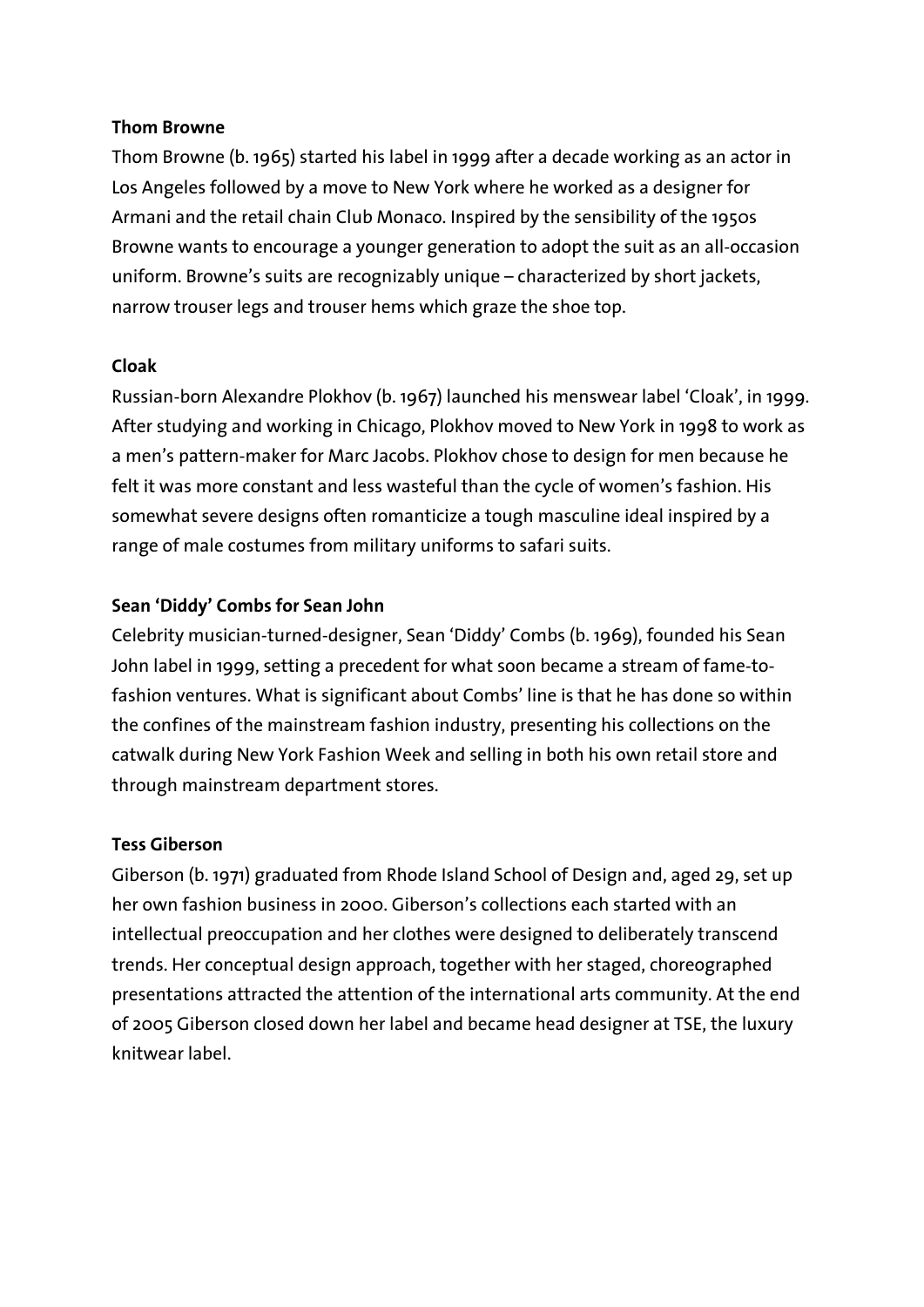**Thom Browne**

Thom Browne (b. 1965) started his label in 1999 after a decade working as an actor in Los Angeles followed by a move to New York where he worked as a designer for Armani and the retail chain Club Monaco. Inspired by the sensibility of the 1950s Browne wants to encourage a younger generation to adopt the suit as an all-occasion uniform. Browne's suits are recognizably unique – characterized by short jackets, narrow trouser legs and trouser hems which graze the shoe top.

**Cloak**

Russian-born Alexandre Plokhov (b. 1967) launched his menswear label 'Cloak', in 1999. After studying and working in Chicago, Plokhov moved to New York in 1998 to work as a men's pattern-maker for Marc Jacobs. Plokhov chose to design for men because he felt it was more constant and less wasteful than the cycle of women's fashion. His somewhat severe designs often romanticize a tough masculine ideal inspired by a range of male costumes from military uniforms to safari suits.

**Sean 'Diddy' Combs for Sean John**

Celebrity musician-turned-designer, Sean 'Diddy' Combs (b. 1969), founded his Sean John label in 1999, setting a precedent for what soon became a stream of fame-to-fashion ventures. What is significant about Combs' line is that he has done so within the confines of the mainstream fashion industry, presenting his collections on the catwalk during New York Fashion Week and selling in both his own retail store and through mainstream department stores.

**Tess Giberson**

Giberson (b. 1971) graduated from Rhode Island School of Design and, aged 29, set up her own fashion business in 2000. Giberson's collections each started with an intellectual preoccupation and her clothes were designed to deliberately transcend trends. Her conceptual design approach, together with her staged, choreographed presentations attracted the attention of the international arts community. At the end of 2005 Giberson closed down her label and became head designer at TSE, the luxury knitwear label.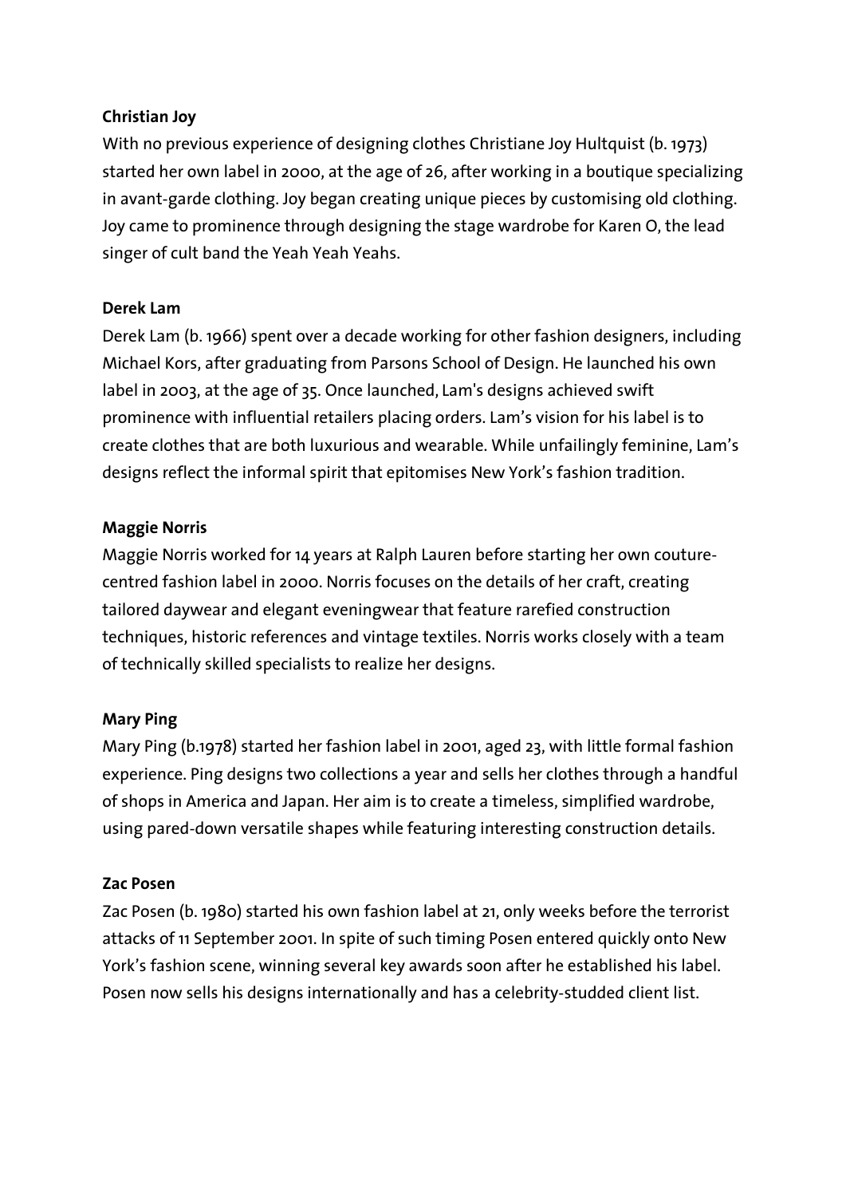**Christian Joy**

With no previous experience of designing clothes Christiane Joy Hultquist (b. 1973) started her own label in 2000, at the age of 26, after working in a boutique specializing in avant-garde clothing. Joy began creating unique pieces by customising old clothing. Joy came to prominence through designing the stage wardrobe for Karen O, the lead singer of cult band the Yeah Yeah Yeahs.

**Derek Lam**

Derek Lam (b. 1966) spent over a decade working for other fashion designers, including Michael Kors, after graduating from Parsons School of Design. He launched his own label in 2003, at the age of 35. Once launched, Lam's designs achieved swift prominence with influential retailers placing orders. Lam's vision for his label is to create clothes that are both luxurious and wearable. While unfailingly feminine, Lam's designs reflect the informal spirit that epitomises New York's fashion tradition.

**Maggie Norris**

Maggie Norris worked for 14 years at Ralph Lauren before starting her own couture-centred fashion label in 2000. Norris focuses on the details of her craft, creating tailored daywear and elegant eveningwear that feature rarefied construction techniques, historic references and vintage textiles. Norris works closely with a team of technically skilled specialists to realize her designs.

**Mary Ping**

Mary Ping (b.1978) started her fashion label in 2001, aged 23, with little formal fashion experience. Ping designs two collections a year and sells her clothes through a handful of shops in America and Japan. Her aim is to create a timeless, simplified wardrobe, using pared-down versatile shapes while featuring interesting construction details.

**Zac Posen**

Zac Posen (b. 1980) started his own fashion label at 21, only weeks before the terrorist attacks of 11 September 2001. In spite of such timing Posen entered quickly onto New York's fashion scene, winning several key awards soon after he established his label. Posen now sells his designs internationally and has a celebrity-studded client list.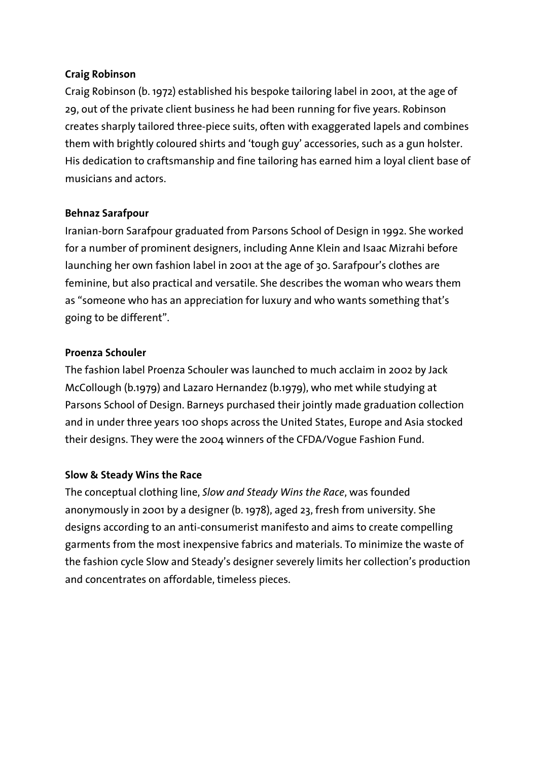**Craig Robinson**

Craig Robinson (b. 1972) established his bespoke tailoring label in 2001, at the age of 29, out of the private client business he had been running for five years. Robinson creates sharply tailored three-piece suits, often with exaggerated lapels and combines them with brightly coloured shirts and 'tough guy' accessories, such as a gun holster. His dedication to craftsmanship and fine tailoring has earned him a loyal client base of musicians and actors.

**Behnaz Sarafpour**

Iranian-born Sarafpour graduated from Parsons School of Design in 1992. She worked for a number of prominent designers, including Anne Klein and Isaac Mizrahi before launching her own fashion label in 2001 at the age of 30. Sarafpour's clothes are feminine, but also practical and versatile. She describes the woman who wears them as "someone who has an appreciation for luxury and who wants something that's going to be different".

**Proenza Schouler**

The fashion label Proenza Schouler was launched to much acclaim in 2002 by Jack McCollough (b.1979) and Lazaro Hernandez (b.1979), who met while studying at Parsons School of Design. Barneys purchased their jointly made graduation collection and in under three years 100 shops across the United States, Europe and Asia stocked their designs. They were the 2004 winners of the CFDA/Vogue Fashion Fund.

**Slow & Steady Wins the Race**

The conceptual clothing line, *Slow and Steady Wins the Race*, was founded anonymously in 2001 by a designer (b. 1978), aged 23, fresh from university. She designs according to an anti-consumerist manifesto and aims to create compelling garments from the most inexpensive fabrics and materials. To minimize the waste of the fashion cycle Slow and Steady's designer severely limits her collection's production and concentrates on affordable, timeless pieces.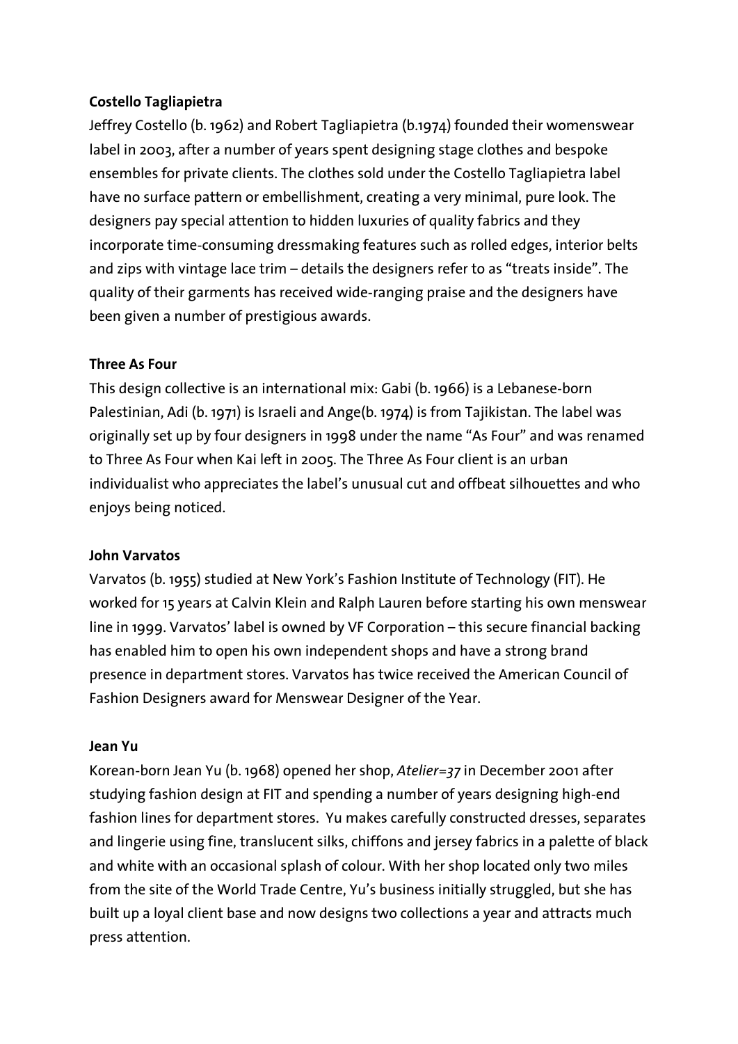**Costello Tagliapietra**

Jeffrey Costello (b. 1962) and Robert Tagliapietra (b.1974) founded their womenswear label in 2003, after a number of years spent designing stage clothes and bespoke ensembles for private clients. The clothes sold under the Costello Tagliapietra label have no surface pattern or embellishment, creating a very minimal, pure look. The designers pay special attention to hidden luxuries of quality fabrics and they incorporate time-consuming dressmaking features such as rolled edges, interior belts and zips with vintage lace trim – details the designers refer to as "treats inside". The quality of their garments has received wide-ranging praise and the designers have been given a number of prestigious awards.

**Three As Four**

This design collective is an international mix: Gabi (b. 1966) is a Lebanese-born Palestinian, Adi (b. 1971) is Israeli and Ange(b. 1974) is from Tajikistan. The label was originally set up by four designers in 1998 under the name "As Four" and was renamed to Three As Four when Kai left in 2005. The Three As Four client is an urban individualist who appreciates the label's unusual cut and offbeat silhouettes and who enjoys being noticed.

**John Varvatos**

Varvatos (b. 1955) studied at New York's Fashion Institute of Technology (FIT). He worked for 15 years at Calvin Klein and Ralph Lauren before starting his own menswear line in 1999. Varvatos' label is owned by VF Corporation – this secure financial backing has enabled him to open his own independent shops and have a strong brand presence in department stores. Varvatos has twice received the American Council of Fashion Designers award for Menswear Designer of the Year.

**Jean Yu**

Korean-born Jean Yu (b. 1968) opened her shop, *Atelier=37* in December 2001 after studying fashion design at FIT and spending a number of years designing high-end fashion lines for department stores. Yu makes carefully constructed dresses, separates and lingerie using fine, translucent silks, chiffons and jersey fabrics in a palette of black and white with an occasional splash of colour. With her shop located only two miles from the site of the World Trade Centre, Yu's business initially struggled, but she has built up a loyal client base and now designs two collections a year and attracts much press attention.